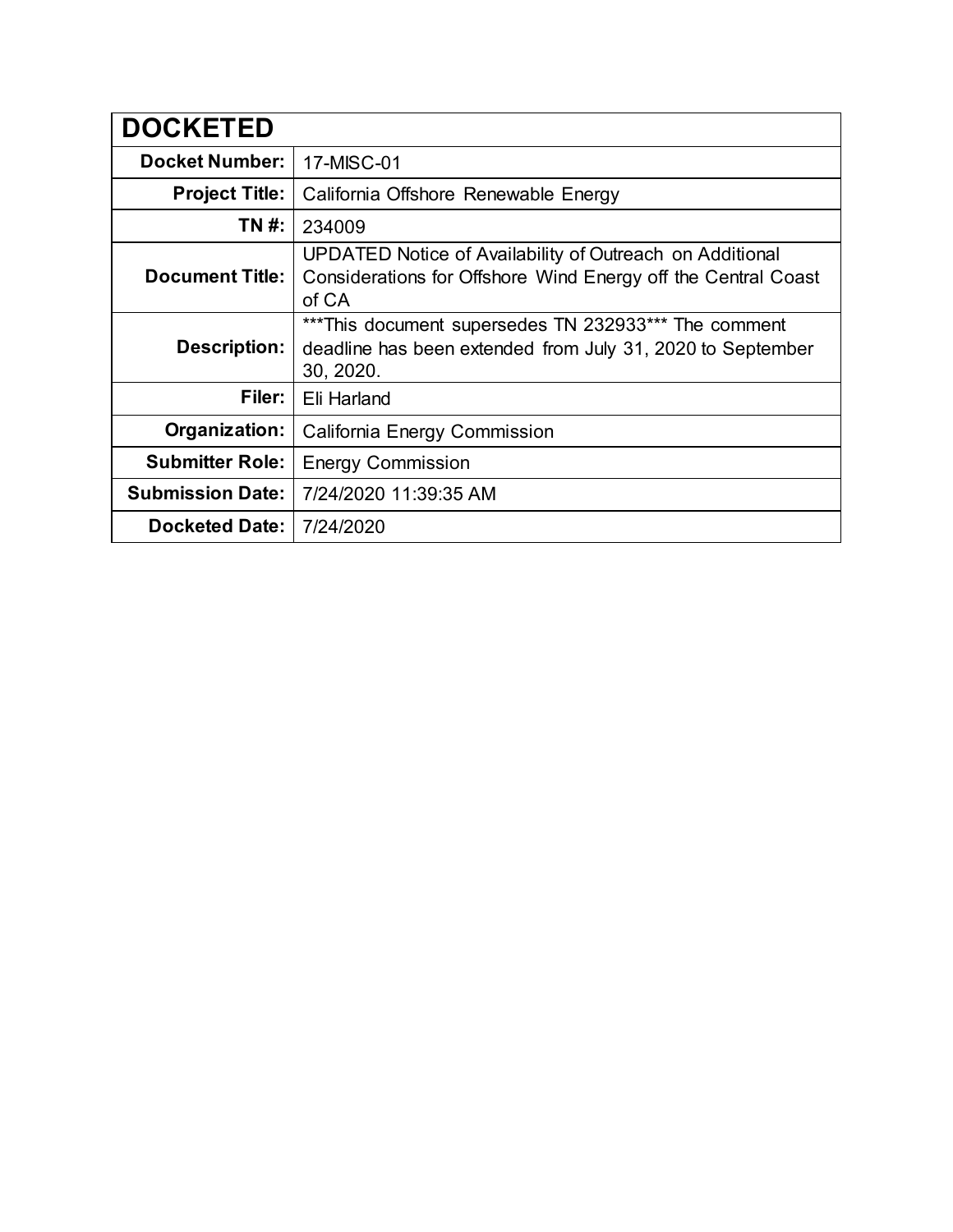| DOCKETED | |
|---|---|
| **Docket Number:** | 17-MISC-01 |
| **Project Title:** | California Offshore Renewable Energy |
| **TN #:** | 234009 |
| **Document Title:** | UPDATED Notice of Availability of Outreach on Additional Considerations for Offshore Wind Energy off the Central Coast of CA |
| **Description:** | ***This document supersedes TN 232933*** The comment deadline has been extended from July 31, 2020 to September 30, 2020. |
| **Filer:** | Eli Harland |
| **Organization:** | California Energy Commission |
| **Submitter Role:** | Energy Commission |
| **Submission Date:** | 7/24/2020 11:39:35 AM |
| **Docketed Date:** | 7/24/2020 |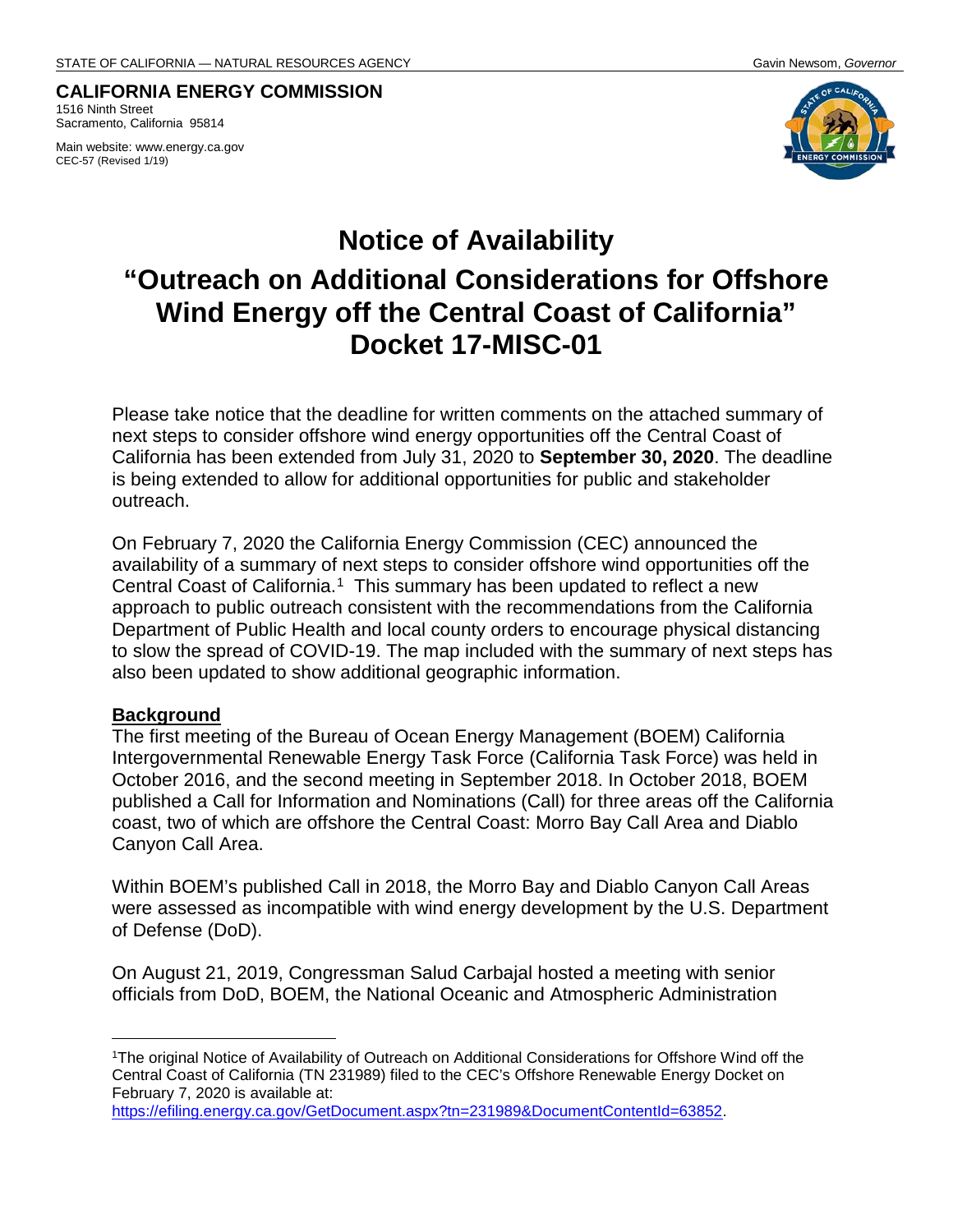STATE OF CALIFORNIA — NATURAL RESOURCES AGENCY Gavin Newsom, *Governor*

**CALIFORNIA ENERGY COMMISSION**
1516 Ninth Street
Sacramento, California 95814

Main website: www.energy.ca.gov
CEC-57 (Revised 1/19)

# Notice of Availability

# "Outreach on Additional Considerations for Offshore Wind Energy off the Central Coast of California" Docket 17-MISC-01

Please take notice that the deadline for written comments on the attached summary of next steps to consider offshore wind energy opportunities off the Central Coast of California has been extended from July 31, 2020 to **September 30, 2020**. The deadline is being extended to allow for additional opportunities for public and stakeholder outreach.

On February 7, 2020 the California Energy Commission (CEC) announced the availability of a summary of next steps to consider offshore wind opportunities off the Central Coast of California.[1] This summary has been updated to reflect a new approach to public outreach consistent with the recommendations from the California Department of Public Health and local county orders to encourage physical distancing to slow the spread of COVID-19. The map included with the summary of next steps has also been updated to show additional geographic information.

## Background

The first meeting of the Bureau of Ocean Energy Management (BOEM) California Intergovernmental Renewable Energy Task Force (California Task Force) was held in October 2016, and the second meeting in September 2018. In October 2018, BOEM published a Call for Information and Nominations (Call) for three areas off the California coast, two of which are offshore the Central Coast: Morro Bay Call Area and Diablo Canyon Call Area.

Within BOEM's published Call in 2018, the Morro Bay and Diablo Canyon Call Areas were assessed as incompatible with wind energy development by the U.S. Department of Defense (DoD).

On August 21, 2019, Congressman Salud Carbajal hosted a meeting with senior officials from DoD, BOEM, the National Oceanic and Atmospheric Administration

---

[1]The original Notice of Availability of Outreach on Additional Considerations for Offshore Wind off the Central Coast of California (TN 231989) filed to the CEC's Offshore Renewable Energy Docket on February 7, 2020 is available at: https://efiling.energy.ca.gov/GetDocument.aspx?tn=231989&DocumentContentId=63852.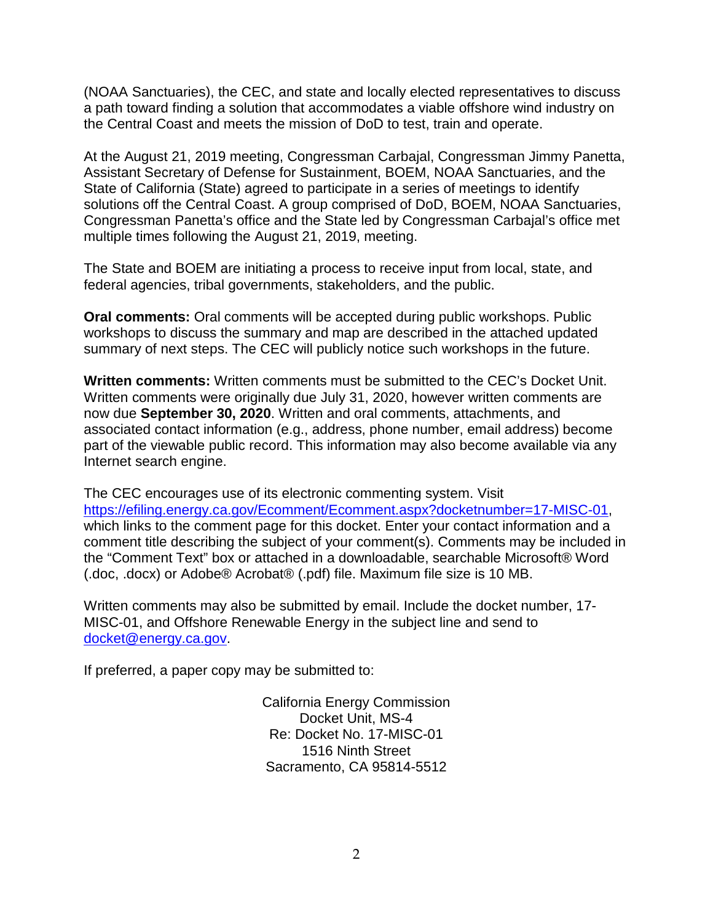(NOAA Sanctuaries), the CEC, and state and locally elected representatives to discuss a path toward finding a solution that accommodates a viable offshore wind industry on the Central Coast and meets the mission of DoD to test, train and operate.

At the August 21, 2019 meeting, Congressman Carbajal, Congressman Jimmy Panetta, Assistant Secretary of Defense for Sustainment, BOEM, NOAA Sanctuaries, and the State of California (State) agreed to participate in a series of meetings to identify solutions off the Central Coast. A group comprised of DoD, BOEM, NOAA Sanctuaries, Congressman Panetta's office and the State led by Congressman Carbajal's office met multiple times following the August 21, 2019, meeting.

The State and BOEM are initiating a process to receive input from local, state, and federal agencies, tribal governments, stakeholders, and the public.

**Oral comments:** Oral comments will be accepted during public workshops. Public workshops to discuss the summary and map are described in the attached updated summary of next steps. The CEC will publicly notice such workshops in the future.

**Written comments:** Written comments must be submitted to the CEC's Docket Unit. Written comments were originally due July 31, 2020, however written comments are now due **September 30, 2020**. Written and oral comments, attachments, and associated contact information (e.g., address, phone number, email address) become part of the viewable public record. This information may also become available via any Internet search engine.

The CEC encourages use of its electronic commenting system. Visit [https://efiling.energy.ca.gov/Ecomment/Ecomment.aspx?docketnumber=17-MISC-01](https://efiling.energy.ca.gov/Ecomment/Ecomment.aspx?docketnumber=17-MISC-01), which links to the comment page for this docket. Enter your contact information and a comment title describing the subject of your comment(s). Comments may be included in the "Comment Text" box or attached in a downloadable, searchable Microsoft® Word (.doc, .docx) or Adobe® Acrobat® (.pdf) file. Maximum file size is 10 MB.

Written comments may also be submitted by email. Include the docket number, 17-MISC-01, and Offshore Renewable Energy in the subject line and send to [docket@energy.ca.gov](mailto:docket@energy.ca.gov).

If preferred, a paper copy may be submitted to:

California Energy Commission
Docket Unit, MS-4
Re: Docket No. 17-MISC-01
1516 Ninth Street
Sacramento, CA 95814-5512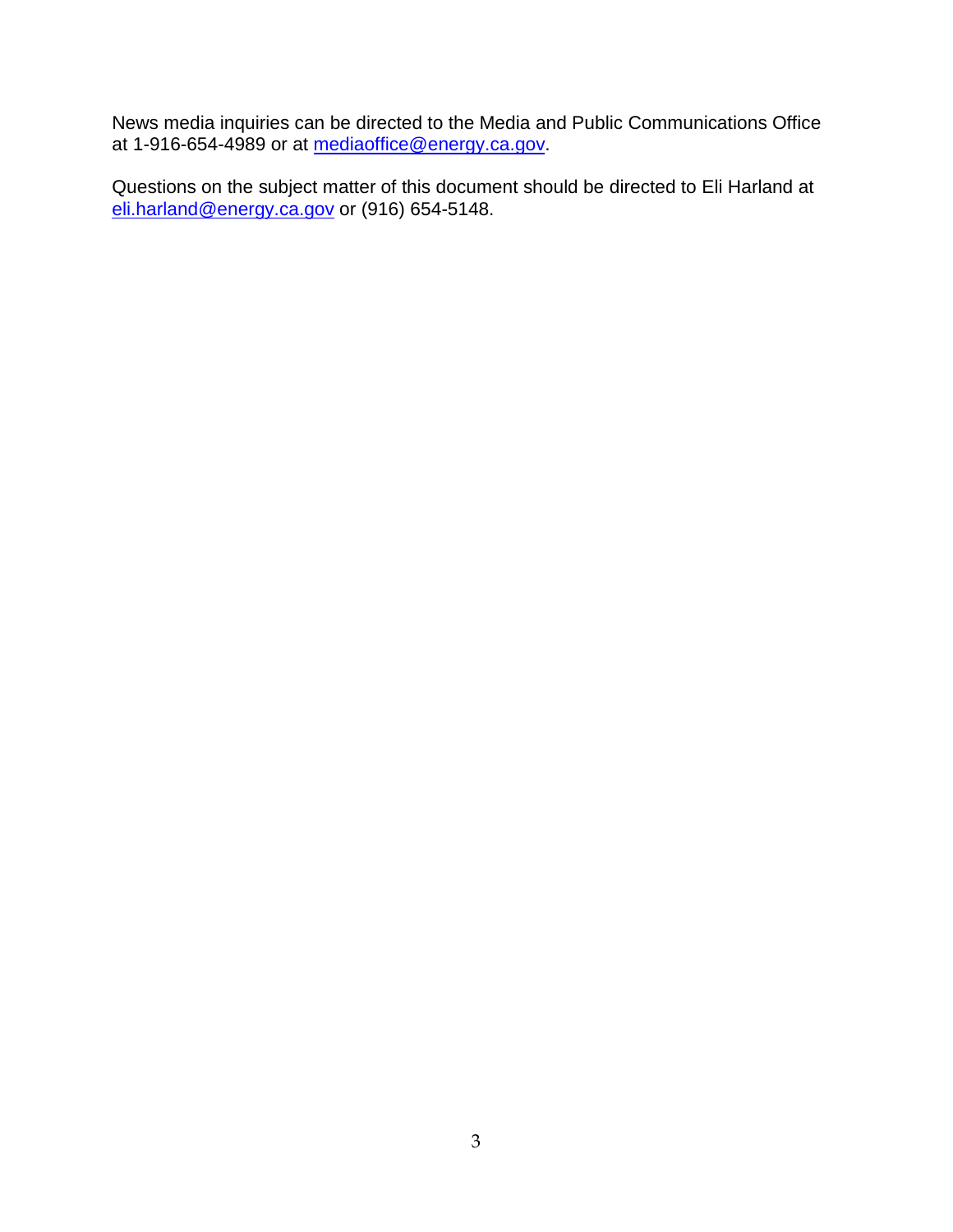News media inquiries can be directed to the Media and Public Communications Office at 1-916-654-4989 or at mediaoffice@energy.ca.gov.

Questions on the subject matter of this document should be directed to Eli Harland at eli.harland@energy.ca.gov or (916) 654-5148.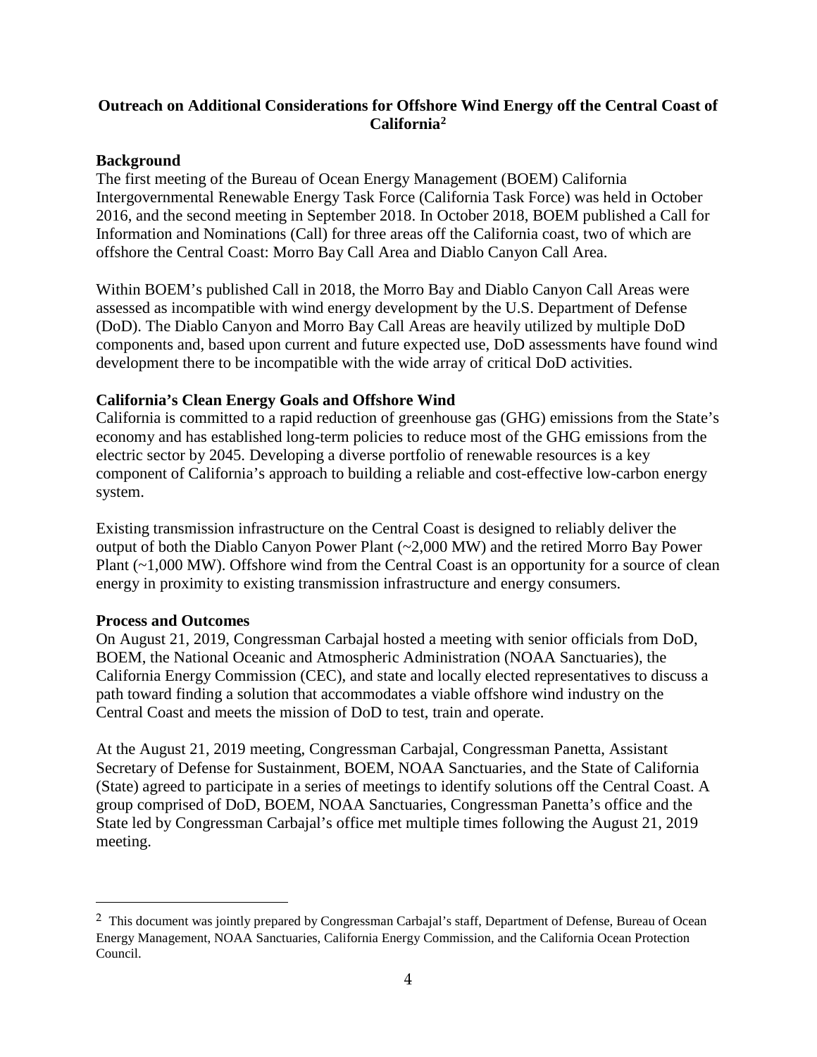## Outreach on Additional Considerations for Offshore Wind Energy off the Central Coast of California[2]

### Background

The first meeting of the Bureau of Ocean Energy Management (BOEM) California Intergovernmental Renewable Energy Task Force (California Task Force) was held in October 2016, and the second meeting in September 2018. In October 2018, BOEM published a Call for Information and Nominations (Call) for three areas off the California coast, two of which are offshore the Central Coast: Morro Bay Call Area and Diablo Canyon Call Area.

Within BOEM's published Call in 2018, the Morro Bay and Diablo Canyon Call Areas were assessed as incompatible with wind energy development by the U.S. Department of Defense (DoD). The Diablo Canyon and Morro Bay Call Areas are heavily utilized by multiple DoD components and, based upon current and future expected use, DoD assessments have found wind development there to be incompatible with the wide array of critical DoD activities.

### California's Clean Energy Goals and Offshore Wind

California is committed to a rapid reduction of greenhouse gas (GHG) emissions from the State's economy and has established long-term policies to reduce most of the GHG emissions from the electric sector by 2045. Developing a diverse portfolio of renewable resources is a key component of California's approach to building a reliable and cost-effective low-carbon energy system.

Existing transmission infrastructure on the Central Coast is designed to reliably deliver the output of both the Diablo Canyon Power Plant (~2,000 MW) and the retired Morro Bay Power Plant (~1,000 MW). Offshore wind from the Central Coast is an opportunity for a source of clean energy in proximity to existing transmission infrastructure and energy consumers.

### Process and Outcomes

On August 21, 2019, Congressman Carbajal hosted a meeting with senior officials from DoD, BOEM, the National Oceanic and Atmospheric Administration (NOAA Sanctuaries), the California Energy Commission (CEC), and state and locally elected representatives to discuss a path toward finding a solution that accommodates a viable offshore wind industry on the Central Coast and meets the mission of DoD to test, train and operate.

At the August 21, 2019 meeting, Congressman Carbajal, Congressman Panetta, Assistant Secretary of Defense for Sustainment, BOEM, NOAA Sanctuaries, and the State of California (State) agreed to participate in a series of meetings to identify solutions off the Central Coast. A group comprised of DoD, BOEM, NOAA Sanctuaries, Congressman Panetta's office and the State led by Congressman Carbajal's office met multiple times following the August 21, 2019 meeting.

---

[2] This document was jointly prepared by Congressman Carbajal's staff, Department of Defense, Bureau of Ocean Energy Management, NOAA Sanctuaries, California Energy Commission, and the California Ocean Protection Council.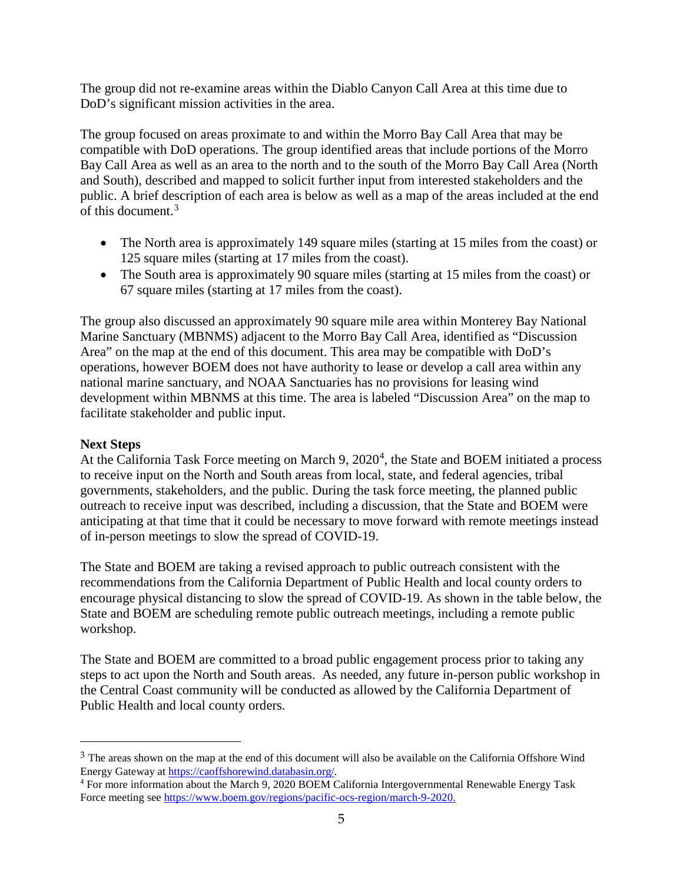The group did not re-examine areas within the Diablo Canyon Call Area at this time due to DoD's significant mission activities in the area.

The group focused on areas proximate to and within the Morro Bay Call Area that may be compatible with DoD operations. The group identified areas that include portions of the Morro Bay Call Area as well as an area to the north and to the south of the Morro Bay Call Area (North and South), described and mapped to solicit further input from interested stakeholders and the public. A brief description of each area is below as well as a map of the areas included at the end of this document.[3]

- The North area is approximately 149 square miles (starting at 15 miles from the coast) or 125 square miles (starting at 17 miles from the coast).
- The South area is approximately 90 square miles (starting at 15 miles from the coast) or 67 square miles (starting at 17 miles from the coast).

The group also discussed an approximately 90 square mile area within Monterey Bay National Marine Sanctuary (MBNMS) adjacent to the Morro Bay Call Area, identified as "Discussion Area" on the map at the end of this document. This area may be compatible with DoD's operations, however BOEM does not have authority to lease or develop a call area within any national marine sanctuary, and NOAA Sanctuaries has no provisions for leasing wind development within MBNMS at this time. The area is labeled "Discussion Area" on the map to facilitate stakeholder and public input.

**Next Steps**

At the California Task Force meeting on March 9, 2020[4], the State and BOEM initiated a process to receive input on the North and South areas from local, state, and federal agencies, tribal governments, stakeholders, and the public. During the task force meeting, the planned public outreach to receive input was described, including a discussion, that the State and BOEM were anticipating at that time that it could be necessary to move forward with remote meetings instead of in-person meetings to slow the spread of COVID-19.

The State and BOEM are taking a revised approach to public outreach consistent with the recommendations from the California Department of Public Health and local county orders to encourage physical distancing to slow the spread of COVID-19. As shown in the table below, the State and BOEM are scheduling remote public outreach meetings, including a remote public workshop.

The State and BOEM are committed to a broad public engagement process prior to taking any steps to act upon the North and South areas. As needed, any future in-person public workshop in the Central Coast community will be conducted as allowed by the California Department of Public Health and local county orders.

---

[3] The areas shown on the map at the end of this document will also be available on the California Offshore Wind Energy Gateway at https://caoffshorewind.databasin.org/.

[4] For more information about the March 9, 2020 BOEM California Intergovernmental Renewable Energy Task Force meeting see https://www.boem.gov/regions/pacific-ocs-region/march-9-2020.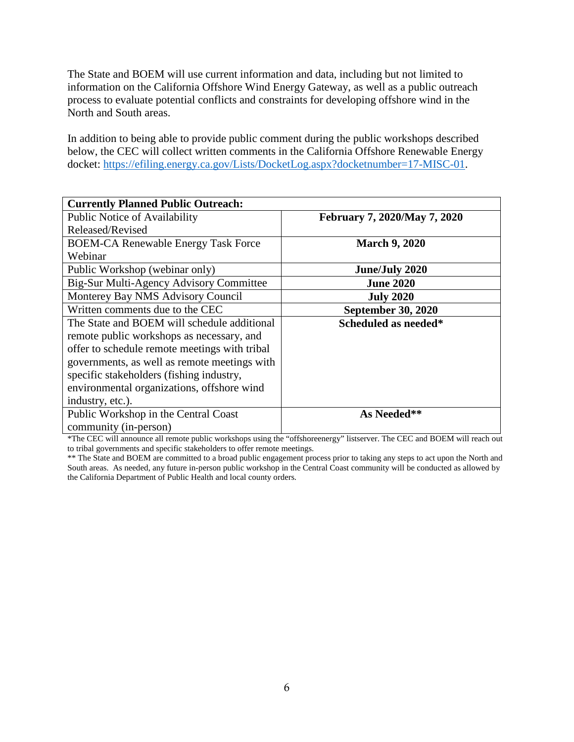The State and BOEM will use current information and data, including but not limited to information on the California Offshore Wind Energy Gateway, as well as a public outreach process to evaluate potential conflicts and constraints for developing offshore wind in the North and South areas.

In addition to being able to provide public comment during the public workshops described below, the CEC will collect written comments in the California Offshore Renewable Energy docket: https://efiling.energy.ca.gov/Lists/DocketLog.aspx?docketnumber=17-MISC-01.

| **Currently Planned Public Outreach:** | |
|---|---|
| Public Notice of Availability Released/Revised | **February 7, 2020/May 7, 2020** |
| BOEM-CA Renewable Energy Task Force Webinar | **March 9, 2020** |
| Public Workshop (webinar only) | **June/July 2020** |
| Big-Sur Multi-Agency Advisory Committee | **June 2020** |
| Monterey Bay NMS Advisory Council | **July 2020** |
| Written comments due to the CEC | **September 30, 2020** |
| The State and BOEM will schedule additional remote public workshops as necessary, and offer to schedule remote meetings with tribal governments, as well as remote meetings with specific stakeholders (fishing industry, environmental organizations, offshore wind industry, etc.). | **Scheduled as needed*** |
| Public Workshop in the Central Coast community (in-person) | **As Needed**** |

*The CEC will announce all remote public workshops using the "offshoreenergy" listserver. The CEC and BOEM will reach out to tribal governments and specific stakeholders to offer remote meetings.

** The State and BOEM are committed to a broad public engagement process prior to taking any steps to act upon the North and South areas. As needed, any future in-person public workshop in the Central Coast community will be conducted as allowed by the California Department of Public Health and local county orders.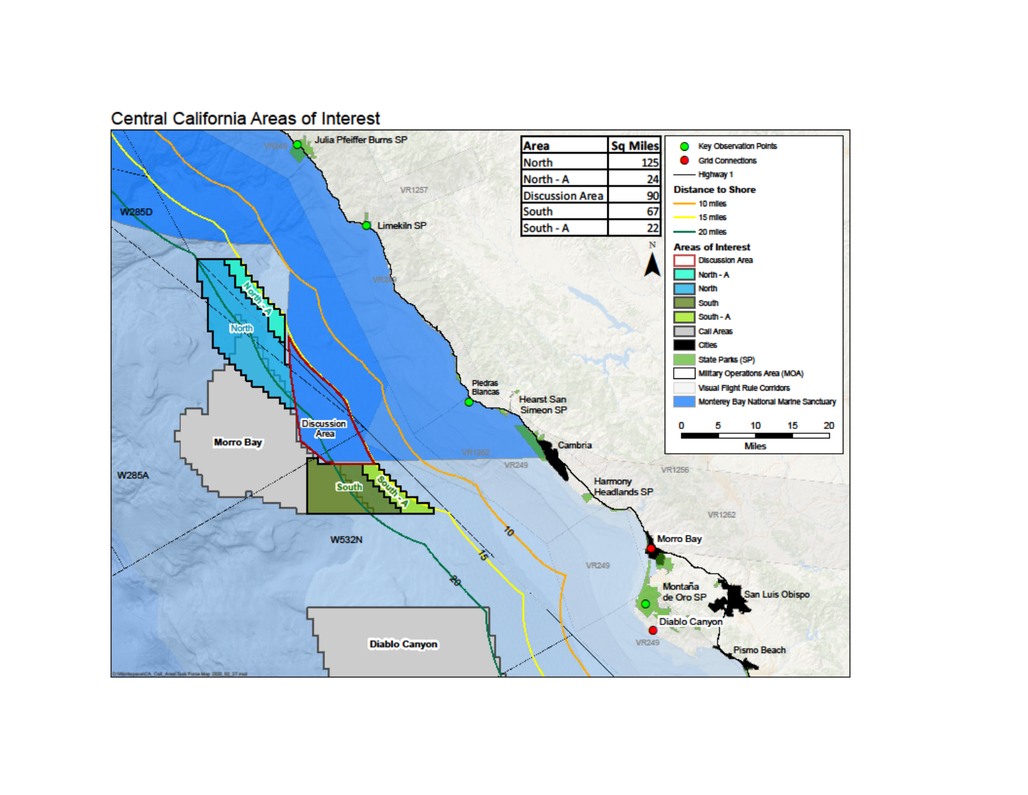## Central California Areas of Interest

| Area | Sq Miles |
|---|---|
| North | 125 |
| North - A | 24 |
| Discussion Area | 90 |
| South | 67 |
| South - A | 22 |

Key Observation Points
Grid Connections
Highway 1

**Distance to Shore**
10 miles
15 miles
20 miles

**Areas of Interest**
Discussion Area
North - A
North
South
South - A
Call Areas
Cities
State Parks (SP)
Military Operations Area (MOA)
Visual Flight Rule Corridors
Monterey Bay National Marine Sanctuary

0 5 10 15 20
Miles

N

Julia Pfeiffer Burns SP
Limekiln SP
Piedras Blancas
Hearst San Simeon SP
Cambria
Harmony Headlands SP
Morro Bay
Montaña de Oro SP
San Luis Obispo
Diablo Canyon
Pismo Beach
North - A
North
Discussion Area
Morro Bay
South
South - A
Diablo Canyon
W285D
W285A
W532N
VR1257
VR249
VR1262
VR1256
10
15
20